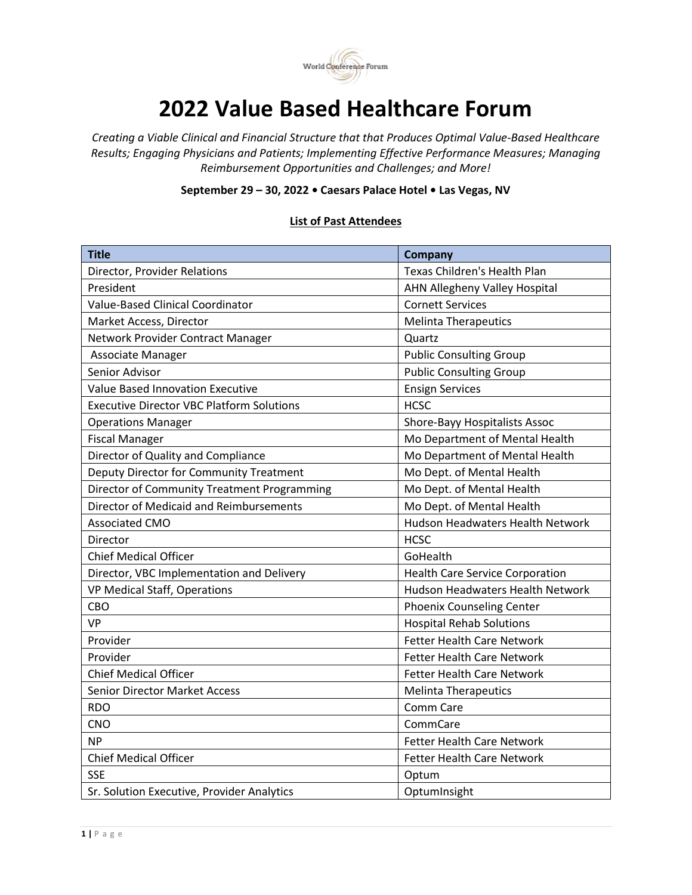World Conference Forum

# 2022 Value Based Healthcare Forum

*Creating a Viable Clinical and Financial Structure that that Produces Optimal Value-Based Healthcare Results; Engaging Physicians and Patients; Implementing Effective Performance Measures; Managing Reimbursement Opportunities and Challenges; and More!*

**September 29 – 30, 2022 • Caesars Palace Hotel • Las Vegas, NV**

**List of Past Attendees**

| Title | Company |
|---|---|
| Director, Provider Relations | Texas Children's Health Plan |
| President | AHN Allegheny Valley Hospital |
| Value-Based Clinical Coordinator | Cornett Services |
| Market Access, Director | Melinta Therapeutics |
| Network Provider Contract Manager | Quartz |
| Associate Manager | Public Consulting Group |
| Senior Advisor | Public Consulting Group |
| Value Based Innovation Executive | Ensign Services |
| Executive Director VBC Platform Solutions | HCSC |
| Operations Manager | Shore-Bayy Hospitalists Assoc |
| Fiscal Manager | Mo Department of Mental Health |
| Director of Quality and Compliance | Mo Department of Mental Health |
| Deputy Director for Community Treatment | Mo Dept. of Mental Health |
| Director of Community Treatment Programming | Mo Dept. of Mental Health |
| Director of Medicaid and Reimbursements | Mo Dept. of Mental Health |
| Associated CMO | Hudson Headwaters Health Network |
| Director | HCSC |
| Chief Medical Officer | GoHealth |
| Director, VBC Implementation and Delivery | Health Care Service Corporation |
| VP Medical Staff, Operations | Hudson Headwaters Health Network |
| CBO | Phoenix Counseling Center |
| VP | Hospital Rehab Solutions |
| Provider | Fetter Health Care Network |
| Provider | Fetter Health Care Network |
| Chief Medical Officer | Fetter Health Care Network |
| Senior Director Market Access | Melinta Therapeutics |
| RDO | Comm Care |
| CNO | CommCare |
| NP | Fetter Health Care Network |
| Chief Medical Officer | Fetter Health Care Network |
| SSE | Optum |
| Sr. Solution Executive, Provider Analytics | OptumInsight |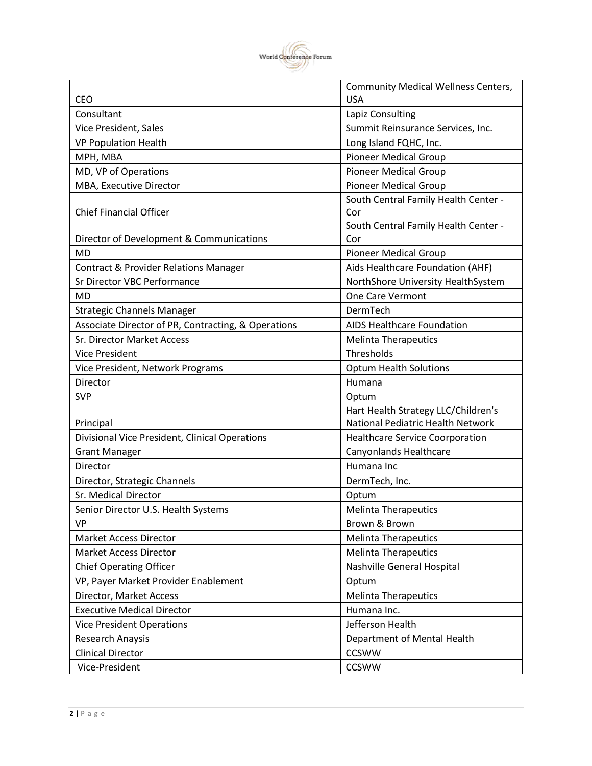| CEO | Community Medical Wellness Centers, USA |
|---|---|
| Consultant | Lapiz Consulting |
| Vice President, Sales | Summit Reinsurance Services, Inc. |
| VP Population Health | Long Island FQHC, Inc. |
| MPH, MBA | Pioneer Medical Group |
| MD, VP of Operations | Pioneer Medical Group |
| MBA, Executive Director | Pioneer Medical Group |
| Chief Financial Officer | South Central Family Health Center - Cor |
| Director of Development & Communications | South Central Family Health Center - Cor |
| MD | Pioneer Medical Group |
| Contract & Provider Relations Manager | Aids Healthcare Foundation (AHF) |
| Sr Director VBC Performance | NorthShore University HealthSystem |
| MD | One Care Vermont |
| Strategic Channels Manager | DermTech |
| Associate Director of PR, Contracting, & Operations | AIDS Healthcare Foundation |
| Sr. Director Market Access | Melinta Therapeutics |
| Vice President | Thresholds |
| Vice President, Network Programs | Optum Health Solutions |
| Director | Humana |
| SVP | Optum |
| Principal | Hart Health Strategy LLC/Children's National Pediatric Health Network |
| Divisional Vice President, Clinical Operations | Healthcare Service Coorporation |
| Grant Manager | Canyonlands Healthcare |
| Director | Humana Inc |
| Director, Strategic Channels | DermTech, Inc. |
| Sr. Medical Director | Optum |
| Senior Director U.S. Health Systems | Melinta Therapeutics |
| VP | Brown & Brown |
| Market Access Director | Melinta Therapeutics |
| Market Access Director | Melinta Therapeutics |
| Chief Operating Officer | Nashville General Hospital |
| VP, Payer Market Provider Enablement | Optum |
| Director, Market Access | Melinta Therapeutics |
| Executive Medical Director | Humana Inc. |
| Vice President Operations | Jefferson Health |
| Research Anaysis | Department of Mental Health |
| Clinical Director | CCSWW |
| Vice-President | CCSWW |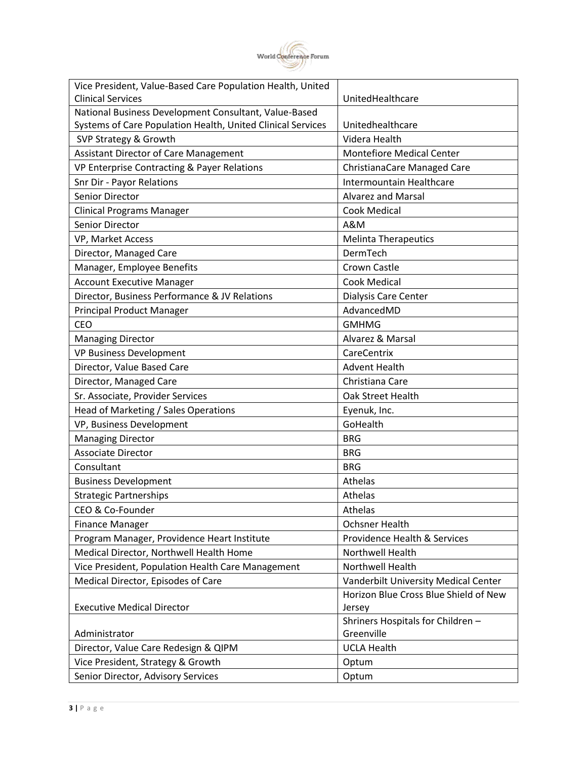| Vice President, Value-Based Care Population Health, United Clinical Services | UnitedHealthcare |
|---|---|
| National Business Development Consultant, Value-Based Systems of Care Population Health, United Clinical Services | Unitedhealthcare |
| SVP Strategy & Growth | Videra Health |
| Assistant Director of Care Management | Montefiore Medical Center |
| VP Enterprise Contracting & Payer Relations | ChristianaCare Managed Care |
| Snr Dir - Payor Relations | Intermountain Healthcare |
| Senior Director | Alvarez and Marsal |
| Clinical Programs Manager | Cook Medical |
| Senior Director | A&M |
| VP, Market Access | Melinta Therapeutics |
| Director, Managed Care | DermTech |
| Manager, Employee Benefits | Crown Castle |
| Account Executive Manager | Cook Medical |
| Director, Business Performance & JV Relations | Dialysis Care Center |
| Principal Product Manager | AdvancedMD |
| CEO | GMHMG |
| Managing Director | Alvarez & Marsal |
| VP Business Development | CareCentrix |
| Director, Value Based Care | Advent Health |
| Director, Managed Care | Christiana Care |
| Sr. Associate, Provider Services | Oak Street Health |
| Head of Marketing / Sales Operations | Eyenuk, Inc. |
| VP, Business Development | GoHealth |
| Managing Director | BRG |
| Associate Director | BRG |
| Consultant | BRG |
| Business Development | Athelas |
| Strategic Partnerships | Athelas |
| CEO & Co-Founder | Athelas |
| Finance Manager | Ochsner Health |
| Program Manager, Providence Heart Institute | Providence Health & Services |
| Medical Director, Northwell Health Home | Northwell Health |
| Vice President, Population Health Care Management | Northwell Health |
| Medical Director, Episodes of Care | Vanderbilt University Medical Center |
| Executive Medical Director | Horizon Blue Cross Blue Shield of New Jersey |
| Administrator | Shriners Hospitals for Children – Greenville |
| Director, Value Care Redesign & QIPM | UCLA Health |
| Vice President, Strategy & Growth | Optum |
| Senior Director, Advisory Services | Optum |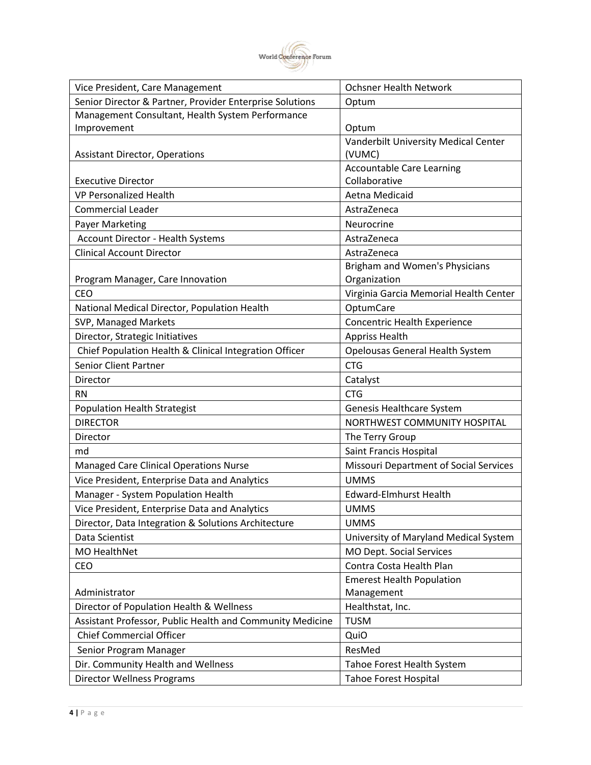| Vice President, Care Management | Ochsner Health Network |
|---|---|
| Senior Director & Partner, Provider Enterprise Solutions | Optum |
| Management Consultant, Health System Performance Improvement | Optum |
| Assistant Director, Operations | Vanderbilt University Medical Center (VUMC) |
| Executive Director | Accountable Care Learning Collaborative |
| VP Personalized Health | Aetna Medicaid |
| Commercial Leader | AstraZeneca |
| Payer Marketing | Neurocrine |
| Account Director - Health Systems | AstraZeneca |
| Clinical Account Director | AstraZeneca |
| Program Manager, Care Innovation | Brigham and Women's Physicians Organization |
| CEO | Virginia Garcia Memorial Health Center |
| National Medical Director, Population Health | OptumCare |
| SVP, Managed Markets | Concentric Health Experience |
| Director, Strategic Initiatives | Appriss Health |
| Chief Population Health & Clinical Integration Officer | Opelousas General Health System |
| Senior Client Partner | CTG |
| Director | Catalyst |
| RN | CTG |
| Population Health Strategist | Genesis Healthcare System |
| DIRECTOR | NORTHWEST COMMUNITY HOSPITAL |
| Director | The Terry Group |
| md | Saint Francis Hospital |
| Managed Care Clinical Operations Nurse | Missouri Department of Social Services |
| Vice President, Enterprise Data and Analytics | UMMS |
| Manager - System Population Health | Edward-Elmhurst Health |
| Vice President, Enterprise Data and Analytics | UMMS |
| Director, Data Integration & Solutions Architecture | UMMS |
| Data Scientist | University of Maryland Medical System |
| MO HealthNet | MO Dept. Social Services |
| CEO | Contra Costa Health Plan |
| Administrator | Emerest Health Population Management |
| Director of Population Health & Wellness | Healthstat, Inc. |
| Assistant Professor, Public Health and Community Medicine | TUSM |
| Chief Commercial Officer | QuiO |
| Senior Program Manager | ResMed |
| Dir. Community Health and Wellness | Tahoe Forest Health System |
| Director Wellness Programs | Tahoe Forest Hospital |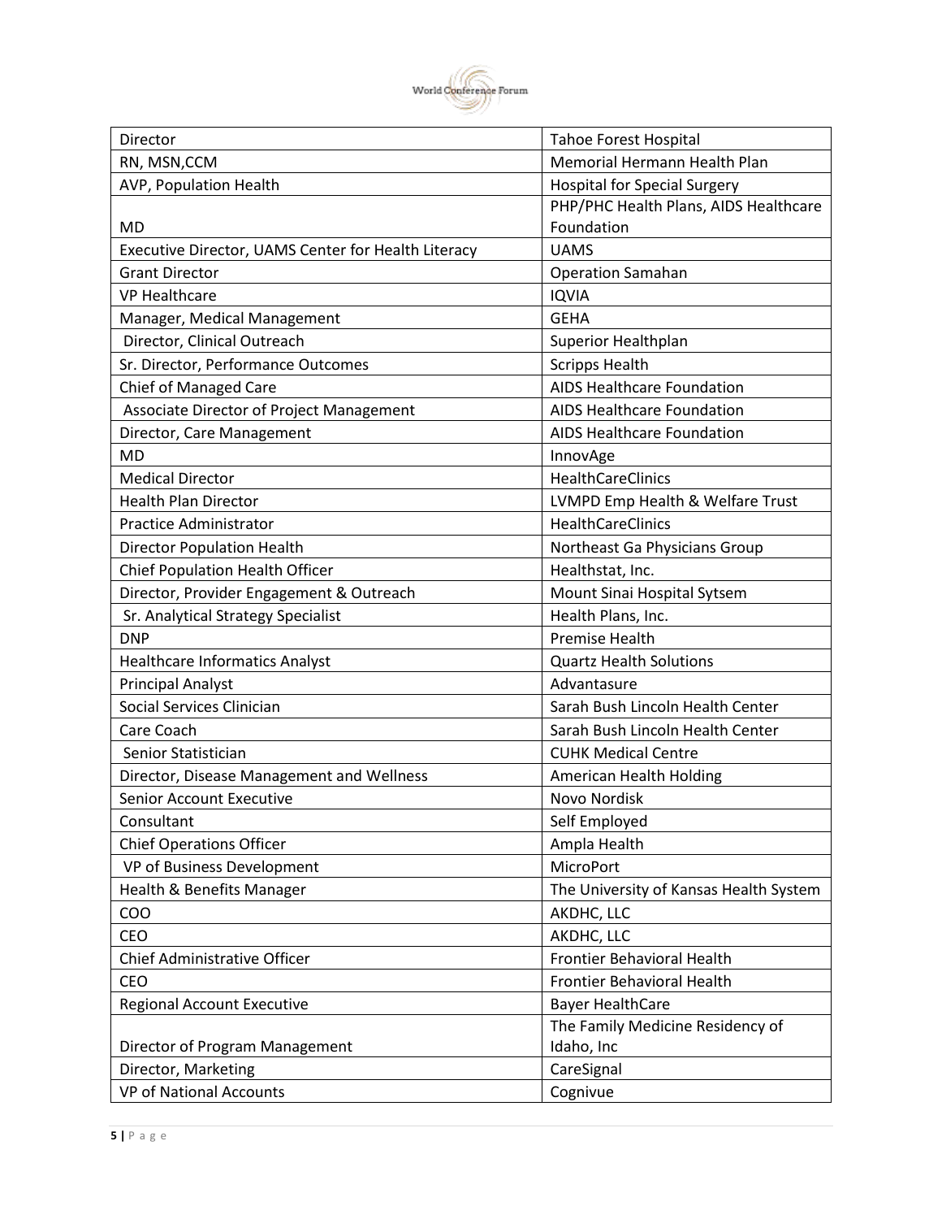| Director | Tahoe Forest Hospital |
|---|---|
| RN, MSN,CCM | Memorial Hermann Health Plan |
| AVP, Population Health | Hospital for Special Surgery |
| MD | PHP/PHC Health Plans, AIDS Healthcare Foundation |
| Executive Director, UAMS Center for Health Literacy | UAMS |
| Grant Director | Operation Samahan |
| VP Healthcare | IQVIA |
| Manager, Medical Management | GEHA |
| Director, Clinical Outreach | Superior Healthplan |
| Sr. Director, Performance Outcomes | Scripps Health |
| Chief of Managed Care | AIDS Healthcare Foundation |
| Associate Director of Project Management | AIDS Healthcare Foundation |
| Director, Care Management | AIDS Healthcare Foundation |
| MD | InnovAge |
| Medical Director | HealthCareClinics |
| Health Plan Director | LVMPD Emp Health & Welfare Trust |
| Practice Administrator | HealthCareClinics |
| Director Population Health | Northeast Ga Physicians Group |
| Chief Population Health Officer | Healthstat, Inc. |
| Director, Provider Engagement & Outreach | Mount Sinai Hospital Sytsem |
| Sr. Analytical Strategy Specialist | Health Plans, Inc. |
| DNP | Premise Health |
| Healthcare Informatics Analyst | Quartz Health Solutions |
| Principal Analyst | Advantasure |
| Social Services Clinician | Sarah Bush Lincoln Health Center |
| Care Coach | Sarah Bush Lincoln Health Center |
| Senior Statistician | CUHK Medical Centre |
| Director, Disease Management and Wellness | American Health Holding |
| Senior Account Executive | Novo Nordisk |
| Consultant | Self Employed |
| Chief Operations Officer | Ampla Health |
| VP of Business Development | MicroPort |
| Health & Benefits Manager | The University of Kansas Health System |
| COO | AKDHC, LLC |
| CEO | AKDHC, LLC |
| Chief Administrative Officer | Frontier Behavioral Health |
| CEO | Frontier Behavioral Health |
| Regional Account Executive | Bayer HealthCare |
| Director of Program Management | The Family Medicine Residency of Idaho, Inc |
| Director, Marketing | CareSignal |
| VP of National Accounts | Cognivue |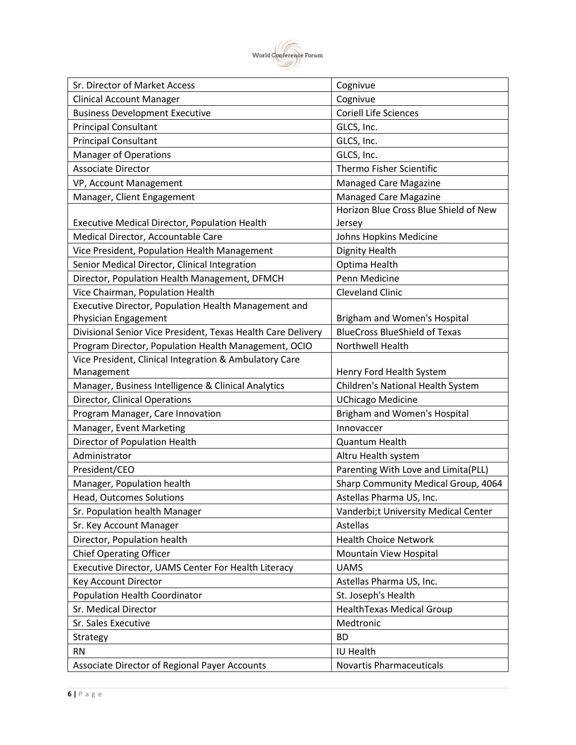| Sr. Director of Market Access | Cognivue |
|---|---|
| Clinical Account Manager | Cognivue |
| Business Development Executive | Coriell Life Sciences |
| Principal Consultant | GLCS, Inc. |
| Principal Consultant | GLCS, Inc. |
| Manager of Operations | GLCS, Inc. |
| Associate Director | Thermo Fisher Scientific |
| VP, Account Management | Managed Care Magazine |
| Manager, Client Engagement | Managed Care Magazine |
| Executive Medical Director, Population Health | Horizon Blue Cross Blue Shield of New Jersey |
| Medical Director, Accountable Care | Johns Hopkins Medicine |
| Vice President, Population Health Management | Dignity Health |
| Senior Medical Director, Clinical Integration | Optima Health |
| Director, Population Health Management, DFMCH | Penn Medicine |
| Vice Chairman, Population Health | Cleveland Clinic |
| Executive Director, Population Health Management and Physician Engagement | Brigham and Women's Hospital |
| Divisional Senior Vice President, Texas Health Care Delivery | BlueCross BlueShield of Texas |
| Program Director, Population Health Management, OCIO | Northwell Health |
| Vice President, Clinical Integration & Ambulatory Care Management | Henry Ford Health System |
| Manager, Business Intelligence & Clinical Analytics | Children's National Health System |
| Director, Clinical Operations | UChicago Medicine |
| Program Manager, Care Innovation | Brigham and Women's Hospital |
| Manager, Event Marketing | Innovaccer |
| Director of Population Health | Quantum Health |
| Administrator | Altru Health system |
| President/CEO | Parenting With Love and Limita(PLL) |
| Manager, Population health | Sharp Community Medical Group, 4064 |
| Head, Outcomes Solutions | Astellas Pharma US, Inc. |
| Sr. Population health Manager | Vanderbi;t University Medical Center |
| Sr. Key Account Manager | Astellas |
| Director, Population health | Health Choice Network |
| Chief Operating Officer | Mountain View Hospital |
| Executive Director, UAMS Center For Health Literacy | UAMS |
| Key Account Director | Astellas Pharma US, Inc. |
| Population Health Coordinator | St. Joseph's Health |
| Sr. Medical Director | HealthTexas Medical Group |
| Sr. Sales Executive | Medtronic |
| Strategy | BD |
| RN | IU Health |
| Associate Director of Regional Payer Accounts | Novartis Pharmaceuticals |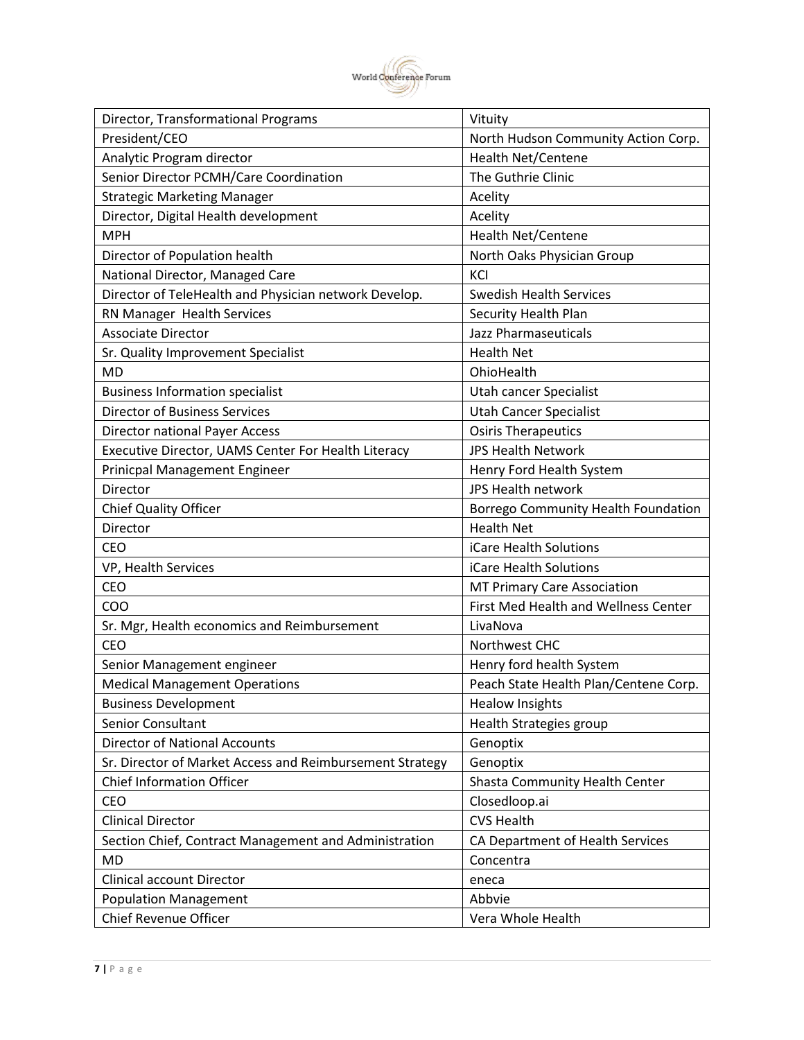| Director, Transformational Programs | Vituity |
|---|---|
| President/CEO | North Hudson Community Action Corp. |
| Analytic Program director | Health Net/Centene |
| Senior Director PCMH/Care Coordination | The Guthrie Clinic |
| Strategic Marketing Manager | Acelity |
| Director, Digital Health development | Acelity |
| MPH | Health Net/Centene |
| Director of Population health | North Oaks Physician Group |
| National Director, Managed Care | KCI |
| Director of TeleHealth and Physician network Develop. | Swedish Health Services |
| RN Manager Health Services | Security Health Plan |
| Associate Director | Jazz Pharmaseuticals |
| Sr. Quality Improvement Specialist | Health Net |
| MD | OhioHealth |
| Business Information specialist | Utah cancer Specialist |
| Director of Business Services | Utah Cancer Specialist |
| Director national Payer Access | Osiris Therapeutics |
| Executive Director, UAMS Center For Health Literacy | JPS Health Network |
| Prinicpal Management Engineer | Henry Ford Health System |
| Director | JPS Health network |
| Chief Quality Officer | Borrego Community Health Foundation |
| Director | Health Net |
| CEO | iCare Health Solutions |
| VP, Health Services | iCare Health Solutions |
| CEO | MT Primary Care Association |
| COO | First Med Health and Wellness Center |
| Sr. Mgr, Health economics and Reimbursement | LivaNova |
| CEO | Northwest CHC |
| Senior Management engineer | Henry ford health System |
| Medical Management Operations | Peach State Health Plan/Centene Corp. |
| Business Development | Healow Insights |
| Senior Consultant | Health Strategies group |
| Director of National Accounts | Genoptix |
| Sr. Director of Market Access and Reimbursement Strategy | Genoptix |
| Chief Information Officer | Shasta Community Health Center |
| CEO | Closedloop.ai |
| Clinical Director | CVS Health |
| Section Chief, Contract Management and Administration | CA Department of Health Services |
| MD | Concentra |
| Clinical account Director | eneca |
| Population Management | Abbvie |
| Chief Revenue Officer | Vera Whole Health |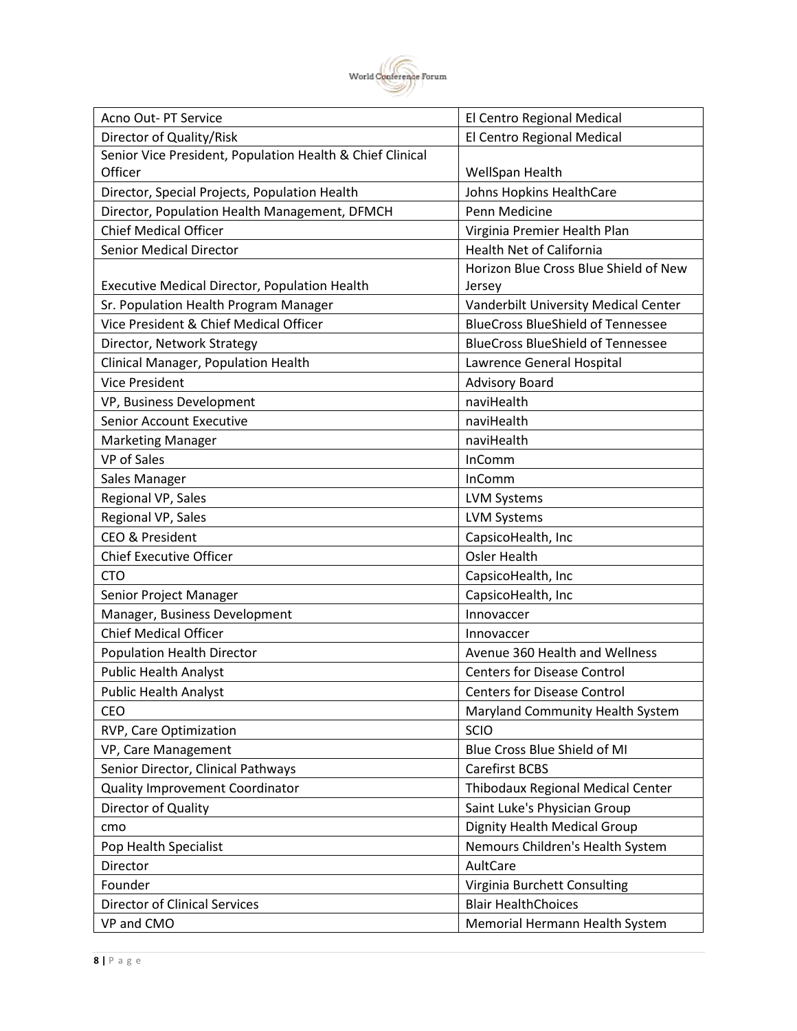| Acno Out- PT Service | El Centro Regional Medical |
|---|---|
| Director of Quality/Risk | El Centro Regional Medical |
| Senior Vice President, Population Health & Chief Clinical Officer | WellSpan Health |
| Director, Special Projects, Population Health | Johns Hopkins HealthCare |
| Director, Population Health Management, DFMCH | Penn Medicine |
| Chief Medical Officer | Virginia Premier Health Plan |
| Senior Medical Director | Health Net of California |
| Executive Medical Director, Population Health | Horizon Blue Cross Blue Shield of New Jersey |
| Sr. Population Health Program Manager | Vanderbilt University Medical Center |
| Vice President & Chief Medical Officer | BlueCross BlueShield of Tennessee |
| Director, Network Strategy | BlueCross BlueShield of Tennessee |
| Clinical Manager, Population Health | Lawrence General Hospital |
| Vice President | Advisory Board |
| VP, Business Development | naviHealth |
| Senior Account Executive | naviHealth |
| Marketing Manager | naviHealth |
| VP of Sales | InComm |
| Sales Manager | InComm |
| Regional VP, Sales | LVM Systems |
| Regional VP, Sales | LVM Systems |
| CEO & President | CapsicoHealth, Inc |
| Chief Executive Officer | Osler Health |
| CTO | CapsicoHealth, Inc |
| Senior Project Manager | CapsicoHealth, Inc |
| Manager, Business Development | Innovaccer |
| Chief Medical Officer | Innovaccer |
| Population Health Director | Avenue 360 Health and Wellness |
| Public Health Analyst | Centers for Disease Control |
| Public Health Analyst | Centers for Disease Control |
| CEO | Maryland Community Health System |
| RVP, Care Optimization | SCIO |
| VP, Care Management | Blue Cross Blue Shield of MI |
| Senior Director, Clinical Pathways | Carefirst BCBS |
| Quality Improvement Coordinator | Thibodaux Regional Medical Center |
| Director of Quality | Saint Luke's Physician Group |
| cmo | Dignity Health Medical Group |
| Pop Health Specialist | Nemours Children's Health System |
| Director | AultCare |
| Founder | Virginia Burchett Consulting |
| Director of Clinical Services | Blair HealthChoices |
| VP and CMO | Memorial Hermann Health System |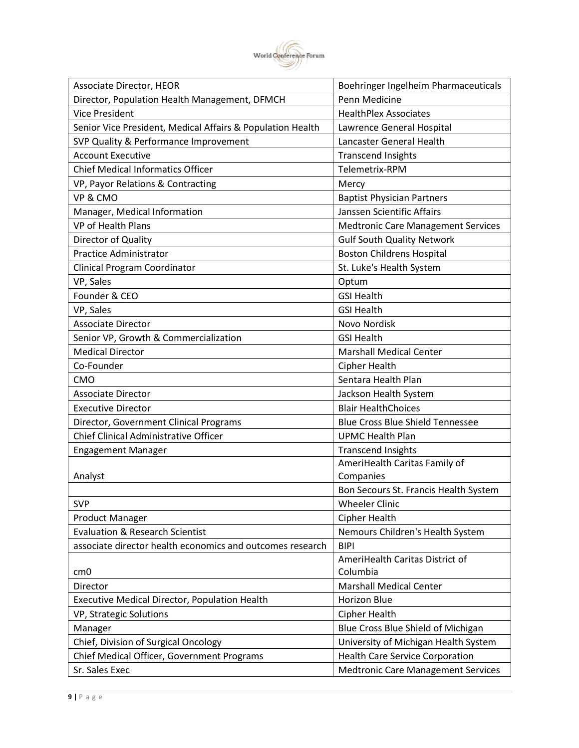| Associate Director, HEOR | Boehringer Ingelheim Pharmaceuticals |
|---|---|
| Director, Population Health Management, DFMCH | Penn Medicine |
| Vice President | HealthPlex Associates |
| Senior Vice President, Medical Affairs & Population Health | Lawrence General Hospital |
| SVP Quality & Performance Improvement | Lancaster General Health |
| Account Executive | Transcend Insights |
| Chief Medical Informatics Officer | Telemetrix-RPM |
| VP, Payor Relations & Contracting | Mercy |
| VP & CMO | Baptist Physician Partners |
| Manager, Medical Information | Janssen Scientific Affairs |
| VP of Health Plans | Medtronic Care Management Services |
| Director of Quality | Gulf South Quality Network |
| Practice Administrator | Boston Childrens Hospital |
| Clinical Program Coordinator | St. Luke's Health System |
| VP, Sales | Optum |
| Founder & CEO | GSI Health |
| VP, Sales | GSI Health |
| Associate Director | Novo Nordisk |
| Senior VP, Growth & Commercialization | GSI Health |
| Medical Director | Marshall Medical Center |
| Co-Founder | Cipher Health |
| CMO | Sentara Health Plan |
| Associate Director | Jackson Health System |
| Executive Director | Blair HealthChoices |
| Director, Government Clinical Programs | Blue Cross Blue Shield Tennessee |
| Chief Clinical Administrative Officer | UPMC Health Plan |
| Engagement Manager | Transcend Insights |
| Analyst | AmeriHealth Caritas Family of Companies |
| | Bon Secours St. Francis Health System |
| SVP | Wheeler Clinic |
| Product Manager | Cipher Health |
| Evaluation & Research Scientist | Nemours Children's Health System |
| associate director health economics and outcomes research | BIPI |
| cm0 | AmeriHealth Caritas District of Columbia |
| Director | Marshall Medical Center |
| Executive Medical Director, Population Health | Horizon Blue |
| VP, Strategic Solutions | Cipher Health |
| Manager | Blue Cross Blue Shield of Michigan |
| Chief, Division of Surgical Oncology | University of Michigan Health System |
| Chief Medical Officer, Government Programs | Health Care Service Corporation |
| Sr. Sales Exec | Medtronic Care Management Services |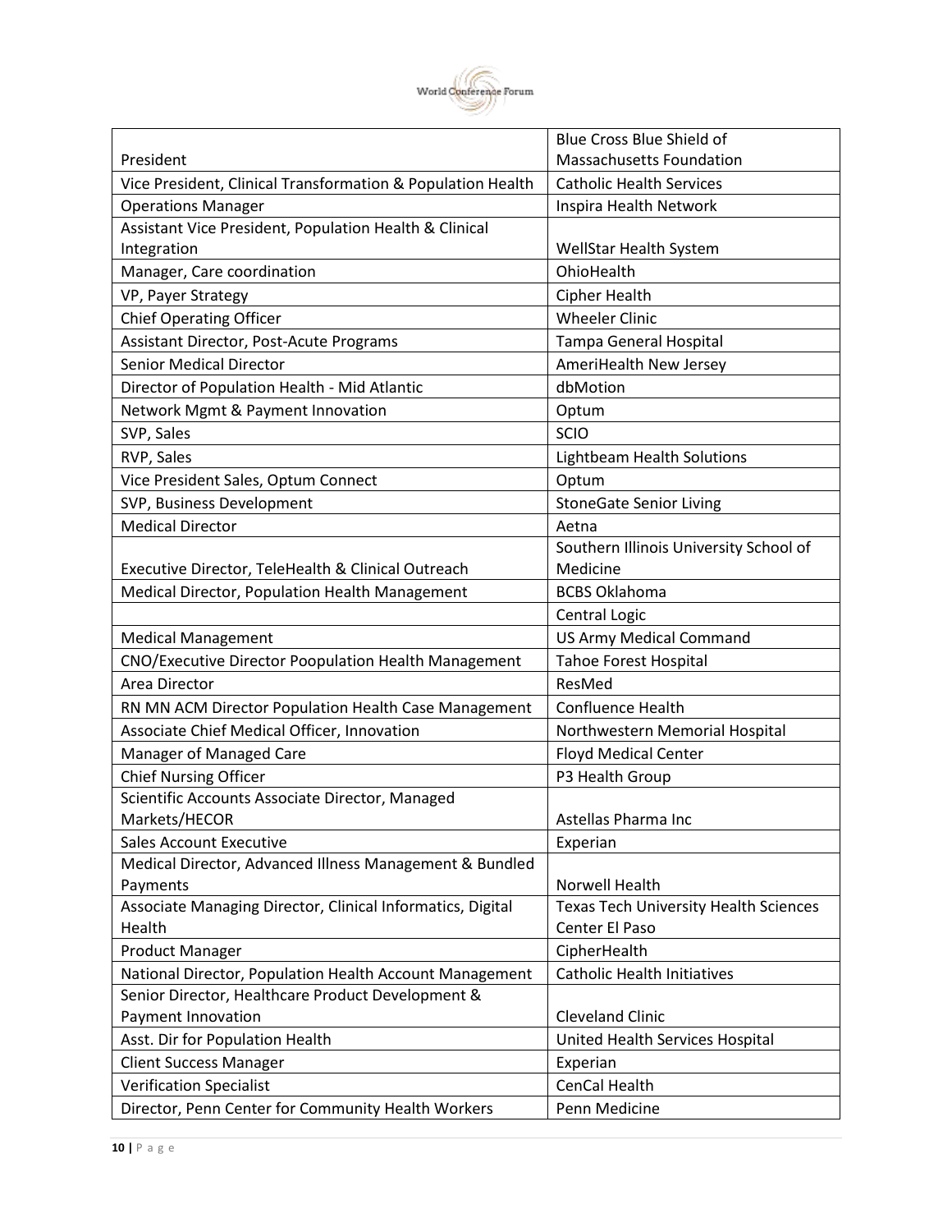| | |
|---|---|
| President | Blue Cross Blue Shield of Massachusetts Foundation |
| Vice President, Clinical Transformation & Population Health | Catholic Health Services |
| Operations Manager | Inspira Health Network |
| Assistant Vice President, Population Health & Clinical Integration | WellStar Health System |
| Manager, Care coordination | OhioHealth |
| VP, Payer Strategy | Cipher Health |
| Chief Operating Officer | Wheeler Clinic |
| Assistant Director, Post-Acute Programs | Tampa General Hospital |
| Senior Medical Director | AmeriHealth New Jersey |
| Director of Population Health - Mid Atlantic | dbMotion |
| Network Mgmt & Payment Innovation | Optum |
| SVP, Sales | SCIO |
| RVP, Sales | Lightbeam Health Solutions |
| Vice President Sales, Optum Connect | Optum |
| SVP, Business Development | StoneGate Senior Living |
| Medical Director | Aetna |
| Executive Director, TeleHealth & Clinical Outreach | Southern Illinois University School of Medicine |
| Medical Director, Population Health Management | BCBS Oklahoma |
| | Central Logic |
| Medical Management | US Army Medical Command |
| CNO/Executive Director Poopulation Health Management | Tahoe Forest Hospital |
| Area Director | ResMed |
| RN MN ACM Director Population Health Case Management | Confluence Health |
| Associate Chief Medical Officer, Innovation | Northwestern Memorial Hospital |
| Manager of Managed Care | Floyd Medical Center |
| Chief Nursing Officer | P3 Health Group |
| Scientific Accounts Associate Director, Managed Markets/HECOR | Astellas Pharma Inc |
| Sales Account Executive | Experian |
| Medical Director, Advanced Illness Management & Bundled Payments | Norwell Health |
| Associate Managing Director, Clinical Informatics, Digital Health | Texas Tech University Health Sciences Center El Paso |
| Product Manager | CipherHealth |
| National Director, Population Health Account Management | Catholic Health Initiatives |
| Senior Director, Healthcare Product Development & Payment Innovation | Cleveland Clinic |
| Asst. Dir for Population Health | United Health Services Hospital |
| Client Success Manager | Experian |
| Verification Specialist | CenCal Health |
| Director, Penn Center for Community Health Workers | Penn Medicine |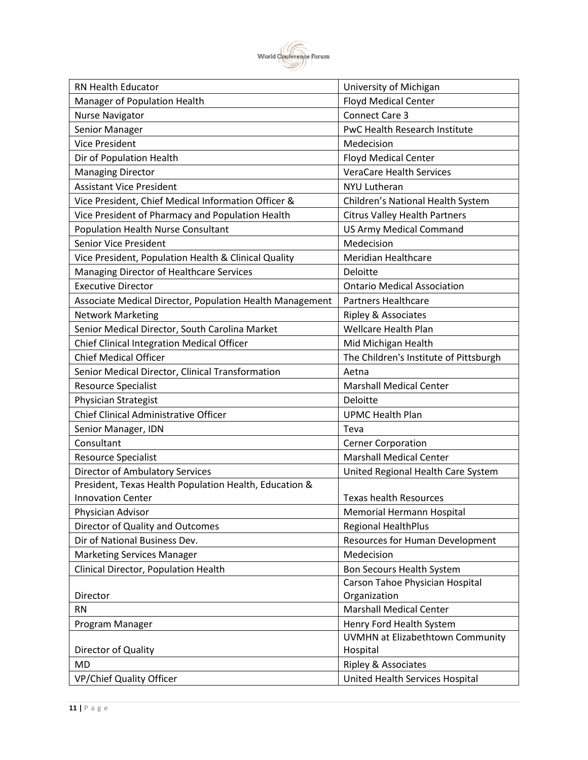| | |
|---|---|
| RN Health Educator | University of Michigan |
| Manager of Population Health | Floyd Medical Center |
| Nurse Navigator | Connect Care 3 |
| Senior Manager | PwC Health Research Institute |
| Vice President | Medecision |
| Dir of Population Health | Floyd Medical Center |
| Managing Director | VeraCare Health Services |
| Assistant Vice President | NYU Lutheran |
| Vice President, Chief Medical Information Officer & | Children's National Health System |
| Vice President of Pharmacy and Population Health | Citrus Valley Health Partners |
| Population Health Nurse Consultant | US Army Medical Command |
| Senior Vice President | Medecision |
| Vice President, Population Health & Clinical Quality | Meridian Healthcare |
| Managing Director of Healthcare Services | Deloitte |
| Executive Director | Ontario Medical Association |
| Associate Medical Director, Population Health Management | Partners Healthcare |
| Network Marketing | Ripley & Associates |
| Senior Medical Director, South Carolina Market | Wellcare Health Plan |
| Chief Clinical Integration Medical Officer | Mid Michigan Health |
| Chief Medical Officer | The Children's Institute of Pittsburgh |
| Senior Medical Director, Clinical Transformation | Aetna |
| Resource Specialist | Marshall Medical Center |
| Physician Strategist | Deloitte |
| Chief Clinical Administrative Officer | UPMC Health Plan |
| Senior Manager, IDN | Teva |
| Consultant | Cerner Corporation |
| Resource Specialist | Marshall Medical Center |
| Director of Ambulatory Services | United Regional Health Care System |
| President, Texas Health Population Health, Education & Innovation Center | Texas health Resources |
| Physician Advisor | Memorial Hermann Hospital |
| Director of Quality and Outcomes | Regional HealthPlus |
| Dir of National Business Dev. | Resources for Human Development |
| Marketing Services Manager | Medecision |
| Clinical Director, Population Health | Bon Secours Health System |
| Director | Carson Tahoe Physician Hospital Organization |
| RN | Marshall Medical Center |
| Program Manager | Henry Ford Health System |
| Director of Quality | UVMHN at Elizabethtown Community Hospital |
| MD | Ripley & Associates |
| VP/Chief Quality Officer | United Health Services Hospital |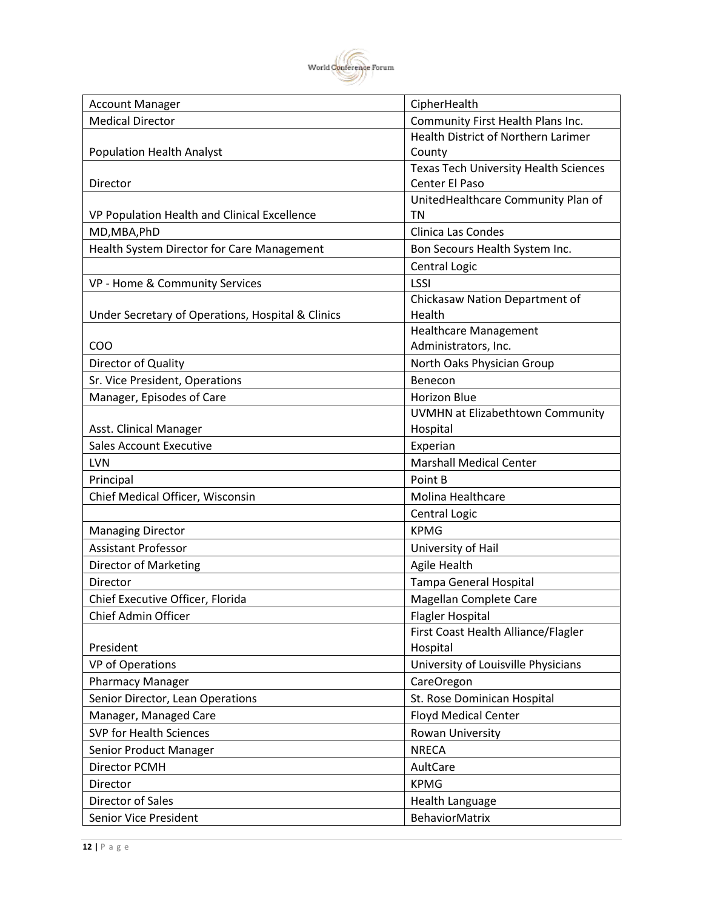| Account Manager | CipherHealth |
|---|---|
| Medical Director | Community First Health Plans Inc. |
| Population Health Analyst | Health District of Northern Larimer County |
| Director | Texas Tech University Health Sciences Center El Paso |
| VP Population Health and Clinical Excellence | UnitedHealthcare Community Plan of TN |
| MD,MBA,PhD | Clinica Las Condes |
| Health System Director for Care Management | Bon Secours Health System Inc. |
| | Central Logic |
| VP - Home & Community Services | LSSI |
| Under Secretary of Operations, Hospital & Clinics | Chickasaw Nation Department of Health |
| COO | Healthcare Management Administrators, Inc. |
| Director of Quality | North Oaks Physician Group |
| Sr. Vice President, Operations | Benecon |
| Manager, Episodes of Care | Horizon Blue |
| Asst. Clinical Manager | UVMHN at Elizabethtown Community Hospital |
| Sales Account Executive | Experian |
| LVN | Marshall Medical Center |
| Principal | Point B |
| Chief Medical Officer, Wisconsin | Molina Healthcare |
| | Central Logic |
| Managing Director | KPMG |
| Assistant Professor | University of Hail |
| Director of Marketing | Agile Health |
| Director | Tampa General Hospital |
| Chief Executive Officer, Florida | Magellan Complete Care |
| Chief Admin Officer | Flagler Hospital |
| President | First Coast Health Alliance/Flagler Hospital |
| VP of Operations | University of Louisville Physicians |
| Pharmacy Manager | CareOregon |
| Senior Director, Lean Operations | St. Rose Dominican Hospital |
| Manager, Managed Care | Floyd Medical Center |
| SVP for Health Sciences | Rowan University |
| Senior Product Manager | NRECA |
| Director PCMH | AultCare |
| Director | KPMG |
| Director of Sales | Health Language |
| Senior Vice President | BehaviorMatrix |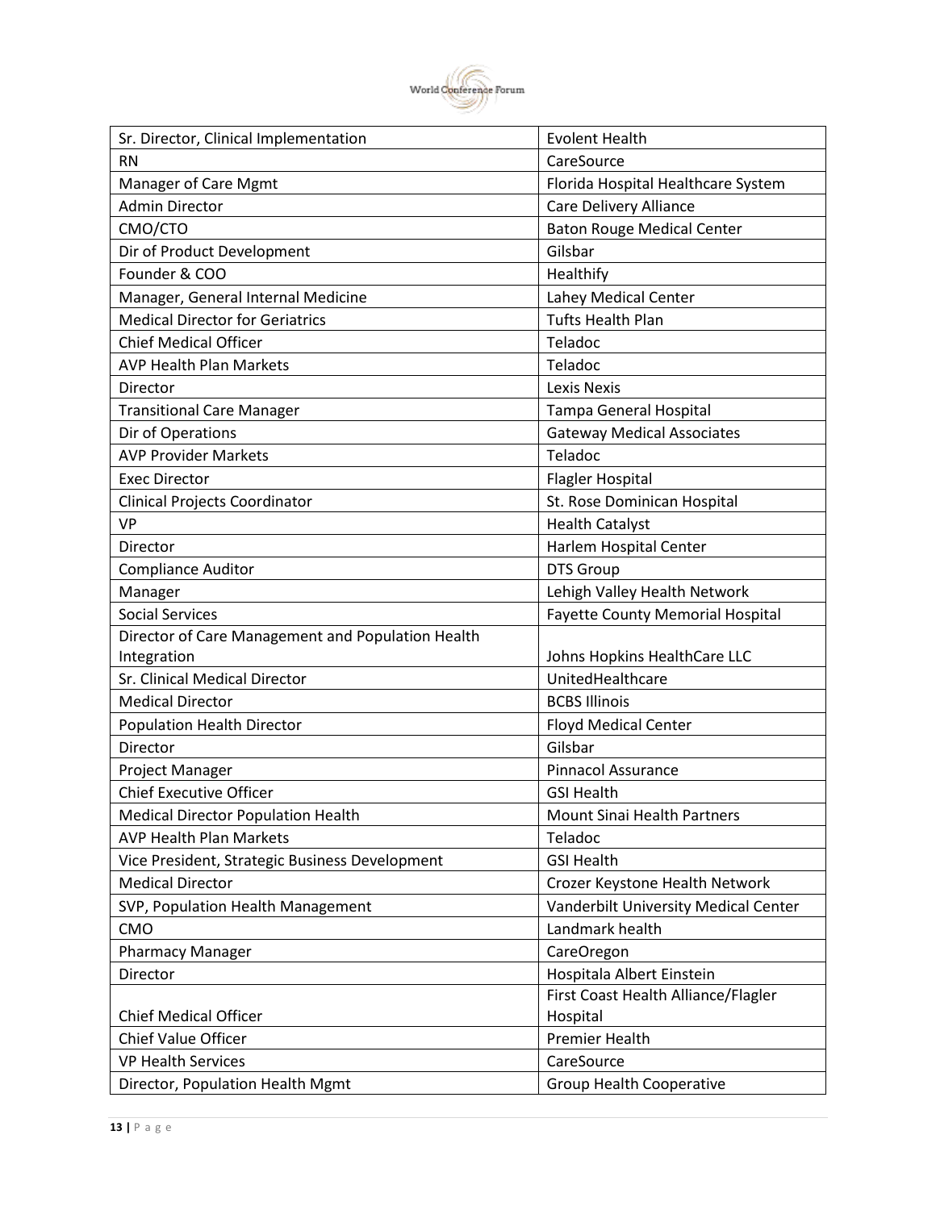| | |
|---|---|
| Sr. Director, Clinical Implementation | Evolent Health |
| RN | CareSource |
| Manager of Care Mgmt | Florida Hospital Healthcare System |
| Admin Director | Care Delivery Alliance |
| CMO/CTO | Baton Rouge Medical Center |
| Dir of Product Development | Gilsbar |
| Founder & COO | Healthify |
| Manager, General Internal Medicine | Lahey Medical Center |
| Medical Director for Geriatrics | Tufts Health Plan |
| Chief Medical Officer | Teladoc |
| AVP Health Plan Markets | Teladoc |
| Director | Lexis Nexis |
| Transitional Care Manager | Tampa General Hospital |
| Dir of Operations | Gateway Medical Associates |
| AVP Provider Markets | Teladoc |
| Exec Director | Flagler Hospital |
| Clinical Projects Coordinator | St. Rose Dominican Hospital |
| VP | Health Catalyst |
| Director | Harlem Hospital Center |
| Compliance Auditor | DTS Group |
| Manager | Lehigh Valley Health Network |
| Social Services | Fayette County Memorial Hospital |
| Director of Care Management and Population Health Integration | Johns Hopkins HealthCare LLC |
| Sr. Clinical Medical Director | UnitedHealthcare |
| Medical Director | BCBS Illinois |
| Population Health Director | Floyd Medical Center |
| Director | Gilsbar |
| Project Manager | Pinnacol Assurance |
| Chief Executive Officer | GSI Health |
| Medical Director Population Health | Mount Sinai Health Partners |
| AVP Health Plan Markets | Teladoc |
| Vice President, Strategic Business Development | GSI Health |
| Medical Director | Crozer Keystone Health Network |
| SVP, Population Health Management | Vanderbilt University Medical Center |
| CMO | Landmark health |
| Pharmacy Manager | CareOregon |
| Director | Hospitala Albert Einstein |
| Chief Medical Officer | First Coast Health Alliance/Flagler Hospital |
| Chief Value Officer | Premier Health |
| VP Health Services | CareSource |
| Director, Population Health Mgmt | Group Health Cooperative |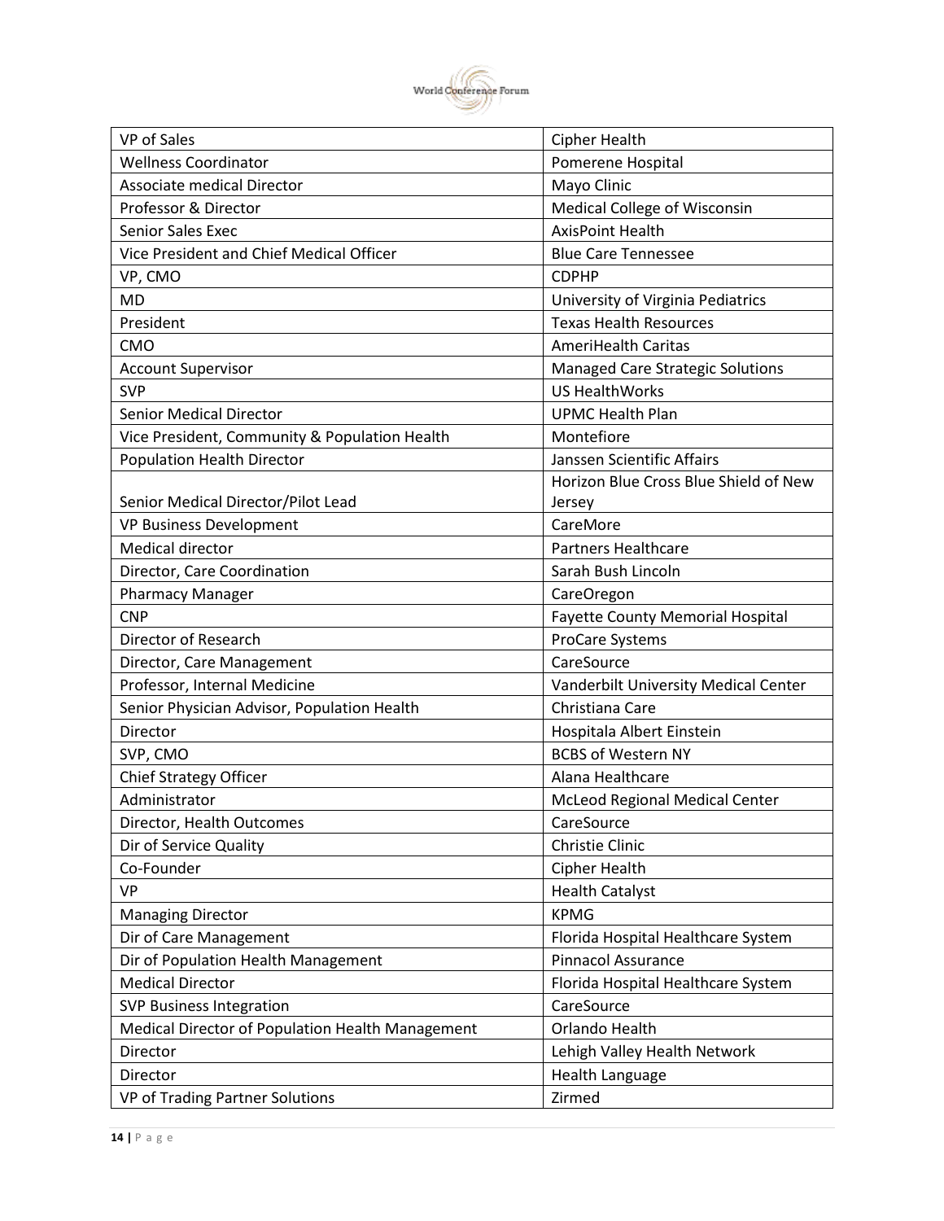| | |
|---|---|
| VP of Sales | Cipher Health |
| Wellness Coordinator | Pomerene Hospital |
| Associate medical Director | Mayo Clinic |
| Professor & Director | Medical College of Wisconsin |
| Senior Sales Exec | AxisPoint Health |
| Vice President and Chief Medical Officer | Blue Care Tennessee |
| VP, CMO | CDPHP |
| MD | University of Virginia Pediatrics |
| President | Texas Health Resources |
| CMO | AmeriHealth Caritas |
| Account Supervisor | Managed Care Strategic Solutions |
| SVP | US HealthWorks |
| Senior Medical Director | UPMC Health Plan |
| Vice President, Community & Population Health | Montefiore |
| Population Health Director | Janssen Scientific Affairs |
| Senior Medical Director/Pilot Lead | Horizon Blue Cross Blue Shield of New Jersey |
| VP Business Development | CareMore |
| Medical director | Partners Healthcare |
| Director, Care Coordination | Sarah Bush Lincoln |
| Pharmacy Manager | CareOregon |
| CNP | Fayette County Memorial Hospital |
| Director of Research | ProCare Systems |
| Director, Care Management | CareSource |
| Professor, Internal Medicine | Vanderbilt University Medical Center |
| Senior Physician Advisor, Population Health | Christiana Care |
| Director | Hospitala Albert Einstein |
| SVP, CMO | BCBS of Western NY |
| Chief Strategy Officer | Alana Healthcare |
| Administrator | McLeod Regional Medical Center |
| Director, Health Outcomes | CareSource |
| Dir of Service Quality | Christie Clinic |
| Co-Founder | Cipher Health |
| VP | Health Catalyst |
| Managing Director | KPMG |
| Dir of Care Management | Florida Hospital Healthcare System |
| Dir of Population Health Management | Pinnacol Assurance |
| Medical Director | Florida Hospital Healthcare System |
| SVP Business Integration | CareSource |
| Medical Director of Population Health Management | Orlando Health |
| Director | Lehigh Valley Health Network |
| Director | Health Language |
| VP of Trading Partner Solutions | Zirmed |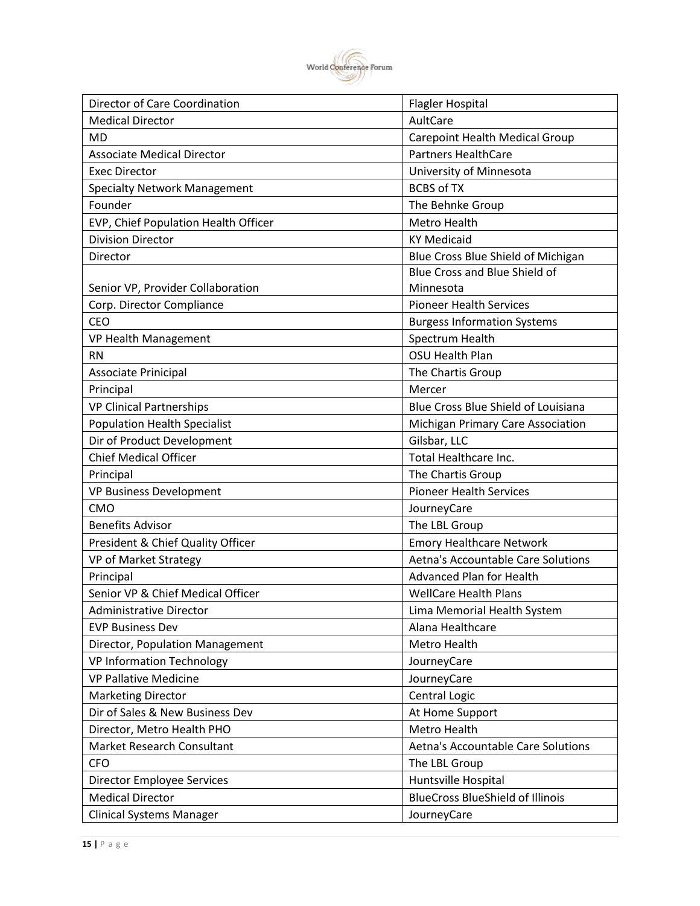| Director of Care Coordination | Flagler Hospital |
|---|---|
| Medical Director | AultCare |
| MD | Carepoint Health Medical Group |
| Associate Medical Director | Partners HealthCare |
| Exec Director | University of Minnesota |
| Specialty Network Management | BCBS of TX |
| Founder | The Behnke Group |
| EVP, Chief Population Health Officer | Metro Health |
| Division Director | KY Medicaid |
| Director | Blue Cross Blue Shield of Michigan |
| Senior VP, Provider Collaboration | Blue Cross and Blue Shield of Minnesota |
| Corp. Director Compliance | Pioneer Health Services |
| CEO | Burgess Information Systems |
| VP Health Management | Spectrum Health |
| RN | OSU Health Plan |
| Associate Prinicipal | The Chartis Group |
| Principal | Mercer |
| VP Clinical Partnerships | Blue Cross Blue Shield of Louisiana |
| Population Health Specialist | Michigan Primary Care Association |
| Dir of Product Development | Gilsbar, LLC |
| Chief Medical Officer | Total Healthcare Inc. |
| Principal | The Chartis Group |
| VP Business Development | Pioneer Health Services |
| CMO | JourneyCare |
| Benefits Advisor | The LBL Group |
| President & Chief Quality Officer | Emory Healthcare Network |
| VP of Market Strategy | Aetna's Accountable Care Solutions |
| Principal | Advanced Plan for Health |
| Senior VP & Chief Medical Officer | WellCare Health Plans |
| Administrative Director | Lima Memorial Health System |
| EVP Business Dev | Alana Healthcare |
| Director, Population Management | Metro Health |
| VP Information Technology | JourneyCare |
| VP Pallative Medicine | JourneyCare |
| Marketing Director | Central Logic |
| Dir of Sales & New Business Dev | At Home Support |
| Director, Metro Health PHO | Metro Health |
| Market Research Consultant | Aetna's Accountable Care Solutions |
| CFO | The LBL Group |
| Director Employee Services | Huntsville Hospital |
| Medical Director | BlueCross BlueShield of Illinois |
| Clinical Systems Manager | JourneyCare |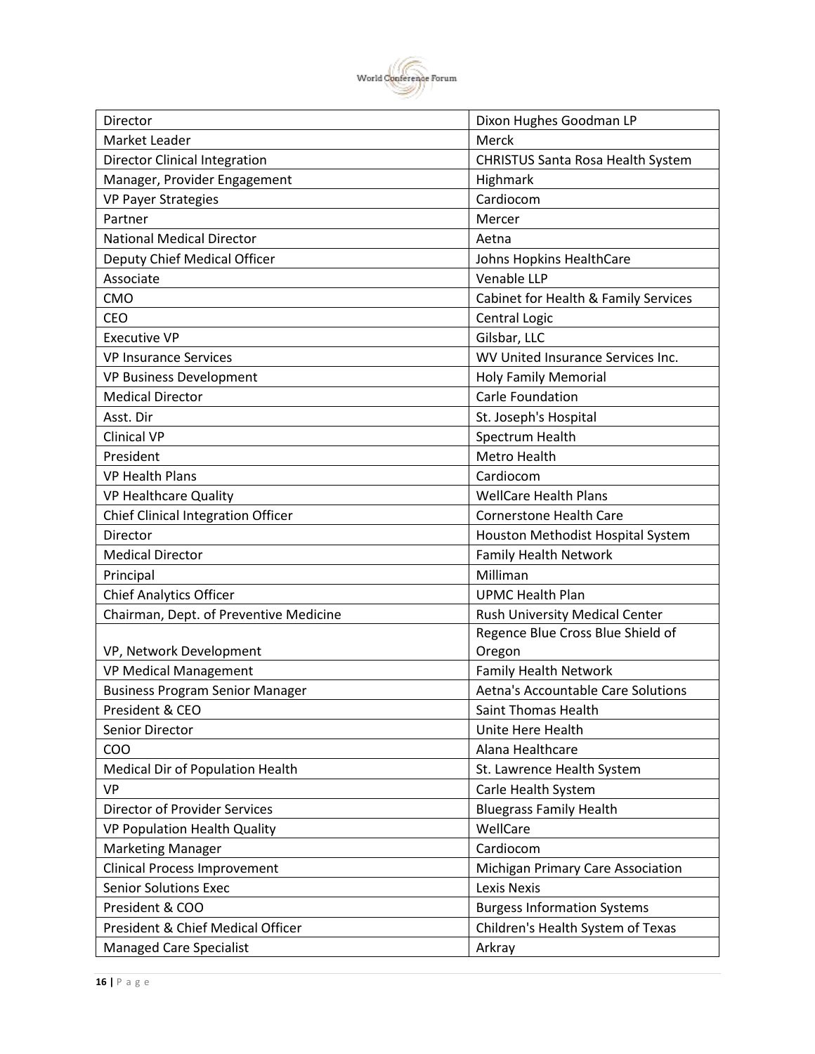| Director | Dixon Hughes Goodman LP |
|---|---|
| Market Leader | Merck |
| Director Clinical Integration | CHRISTUS Santa Rosa Health System |
| Manager, Provider Engagement | Highmark |
| VP Payer Strategies | Cardiocom |
| Partner | Mercer |
| National Medical Director | Aetna |
| Deputy Chief Medical Officer | Johns Hopkins HealthCare |
| Associate | Venable LLP |
| CMO | Cabinet for Health & Family Services |
| CEO | Central Logic |
| Executive VP | Gilsbar, LLC |
| VP Insurance Services | WV United Insurance Services Inc. |
| VP Business Development | Holy Family Memorial |
| Medical Director | Carle Foundation |
| Asst. Dir | St. Joseph's Hospital |
| Clinical VP | Spectrum Health |
| President | Metro Health |
| VP Health Plans | Cardiocom |
| VP Healthcare Quality | WellCare Health Plans |
| Chief Clinical Integration Officer | Cornerstone Health Care |
| Director | Houston Methodist Hospital System |
| Medical Director | Family Health Network |
| Principal | Milliman |
| Chief Analytics Officer | UPMC Health Plan |
| Chairman, Dept. of Preventive Medicine | Rush University Medical Center |
| VP, Network Development | Regence Blue Cross Blue Shield of Oregon |
| VP Medical Management | Family Health Network |
| Business Program Senior Manager | Aetna's Accountable Care Solutions |
| President & CEO | Saint Thomas Health |
| Senior Director | Unite Here Health |
| COO | Alana Healthcare |
| Medical Dir of Population Health | St. Lawrence Health System |
| VP | Carle Health System |
| Director of Provider Services | Bluegrass Family Health |
| VP Population Health Quality | WellCare |
| Marketing Manager | Cardiocom |
| Clinical Process Improvement | Michigan Primary Care Association |
| Senior Solutions Exec | Lexis Nexis |
| President & COO | Burgess Information Systems |
| President & Chief Medical Officer | Children's Health System of Texas |
| Managed Care Specialist | Arkray |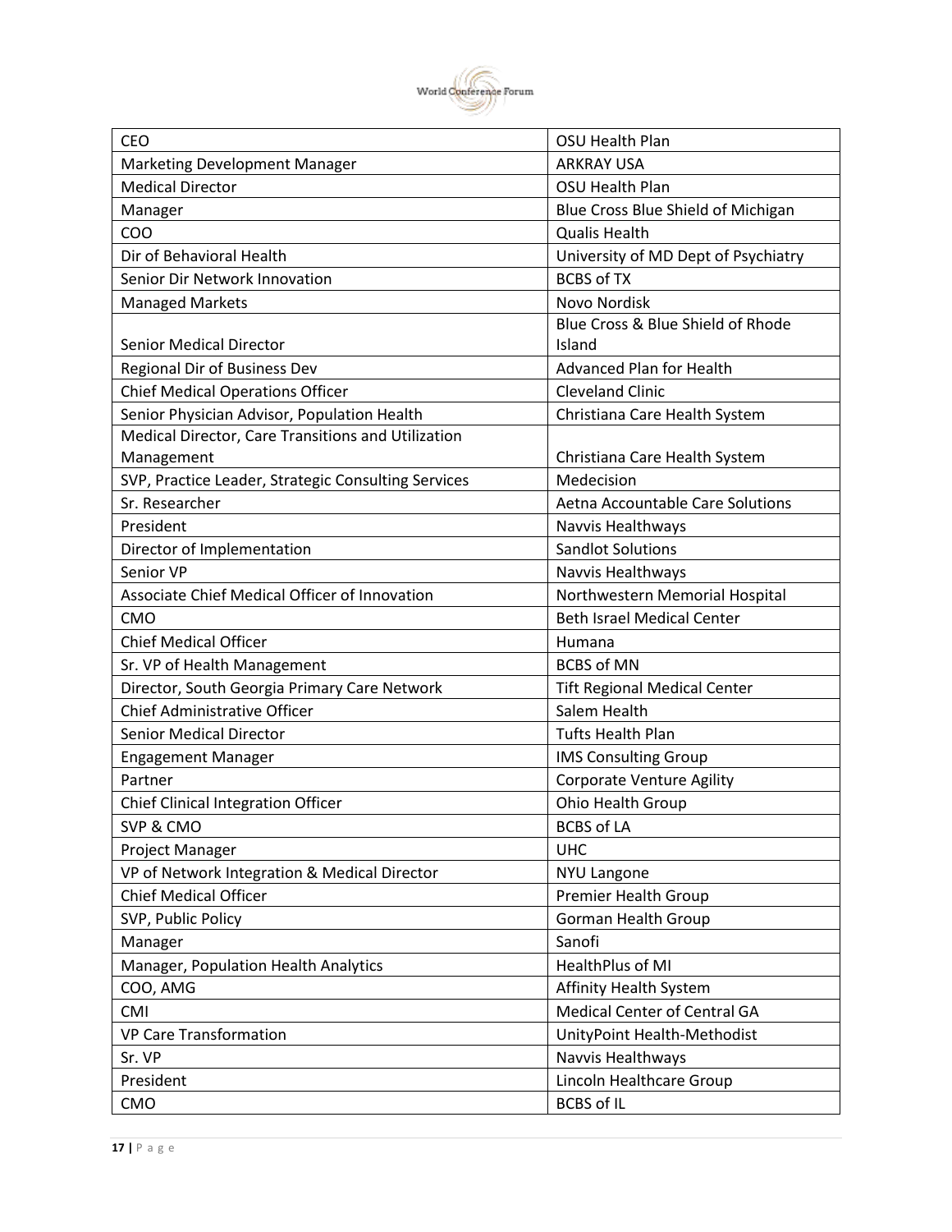| CEO | OSU Health Plan |
|---|---|
| Marketing Development Manager | ARKRAY USA |
| Medical Director | OSU Health Plan |
| Manager | Blue Cross Blue Shield of Michigan |
| COO | Qualis Health |
| Dir of Behavioral Health | University of MD Dept of Psychiatry |
| Senior Dir Network Innovation | BCBS of TX |
| Managed Markets | Novo Nordisk |
| Senior Medical Director | Blue Cross & Blue Shield of Rhode Island |
| Regional Dir of Business Dev | Advanced Plan for Health |
| Chief Medical Operations Officer | Cleveland Clinic |
| Senior Physician Advisor, Population Health | Christiana Care Health System |
| Medical Director, Care Transitions and Utilization Management | Christiana Care Health System |
| SVP, Practice Leader, Strategic Consulting Services | Medecision |
| Sr. Researcher | Aetna Accountable Care Solutions |
| President | Navvis Healthways |
| Director of Implementation | Sandlot Solutions |
| Senior VP | Navvis Healthways |
| Associate Chief Medical Officer of Innovation | Northwestern Memorial Hospital |
| CMO | Beth Israel Medical Center |
| Chief Medical Officer | Humana |
| Sr. VP of Health Management | BCBS of MN |
| Director, South Georgia Primary Care Network | Tift Regional Medical Center |
| Chief Administrative Officer | Salem Health |
| Senior Medical Director | Tufts Health Plan |
| Engagement Manager | IMS Consulting Group |
| Partner | Corporate Venture Agility |
| Chief Clinical Integration Officer | Ohio Health Group |
| SVP & CMO | BCBS of LA |
| Project Manager | UHC |
| VP of Network Integration & Medical Director | NYU Langone |
| Chief Medical Officer | Premier Health Group |
| SVP, Public Policy | Gorman Health Group |
| Manager | Sanofi |
| Manager, Population Health Analytics | HealthPlus of MI |
| COO, AMG | Affinity Health System |
| CMI | Medical Center of Central GA |
| VP Care Transformation | UnityPoint Health-Methodist |
| Sr. VP | Navvis Healthways |
| President | Lincoln Healthcare Group |
| CMO | BCBS of IL |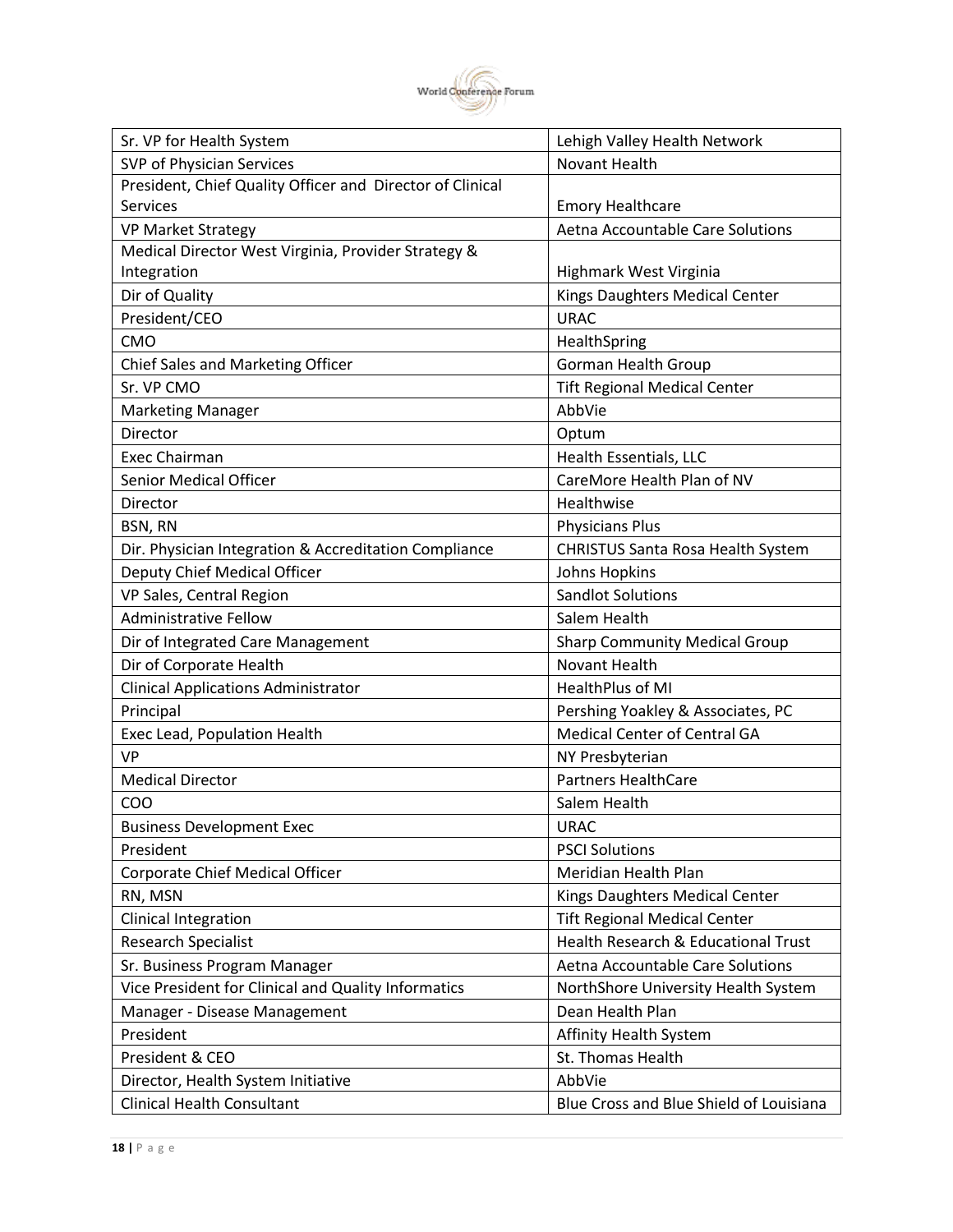| Sr. VP for Health System | Lehigh Valley Health Network |
|---|---|
| SVP of Physician Services | Novant Health |
| President, Chief Quality Officer and Director of Clinical Services | Emory Healthcare |
| VP Market Strategy | Aetna Accountable Care Solutions |
| Medical Director West Virginia, Provider Strategy & Integration | Highmark West Virginia |
| Dir of Quality | Kings Daughters Medical Center |
| President/CEO | URAC |
| CMO | HealthSpring |
| Chief Sales and Marketing Officer | Gorman Health Group |
| Sr. VP CMO | Tift Regional Medical Center |
| Marketing Manager | AbbVie |
| Director | Optum |
| Exec Chairman | Health Essentials, LLC |
| Senior Medical Officer | CareMore Health Plan of NV |
| Director | Healthwise |
| BSN, RN | Physicians Plus |
| Dir. Physician Integration & Accreditation Compliance | CHRISTUS Santa Rosa Health System |
| Deputy Chief Medical Officer | Johns Hopkins |
| VP Sales, Central Region | Sandlot Solutions |
| Administrative Fellow | Salem Health |
| Dir of Integrated Care Management | Sharp Community Medical Group |
| Dir of Corporate Health | Novant Health |
| Clinical Applications Administrator | HealthPlus of MI |
| Principal | Pershing Yoakley & Associates, PC |
| Exec Lead, Population Health | Medical Center of Central GA |
| VP | NY Presbyterian |
| Medical Director | Partners HealthCare |
| COO | Salem Health |
| Business Development Exec | URAC |
| President | PSCI Solutions |
| Corporate Chief Medical Officer | Meridian Health Plan |
| RN, MSN | Kings Daughters Medical Center |
| Clinical Integration | Tift Regional Medical Center |
| Research Specialist | Health Research & Educational Trust |
| Sr. Business Program Manager | Aetna Accountable Care Solutions |
| Vice President for Clinical and Quality Informatics | NorthShore University Health System |
| Manager - Disease Management | Dean Health Plan |
| President | Affinity Health System |
| President & CEO | St. Thomas Health |
| Director, Health System Initiative | AbbVie |
| Clinical Health Consultant | Blue Cross and Blue Shield of Louisiana |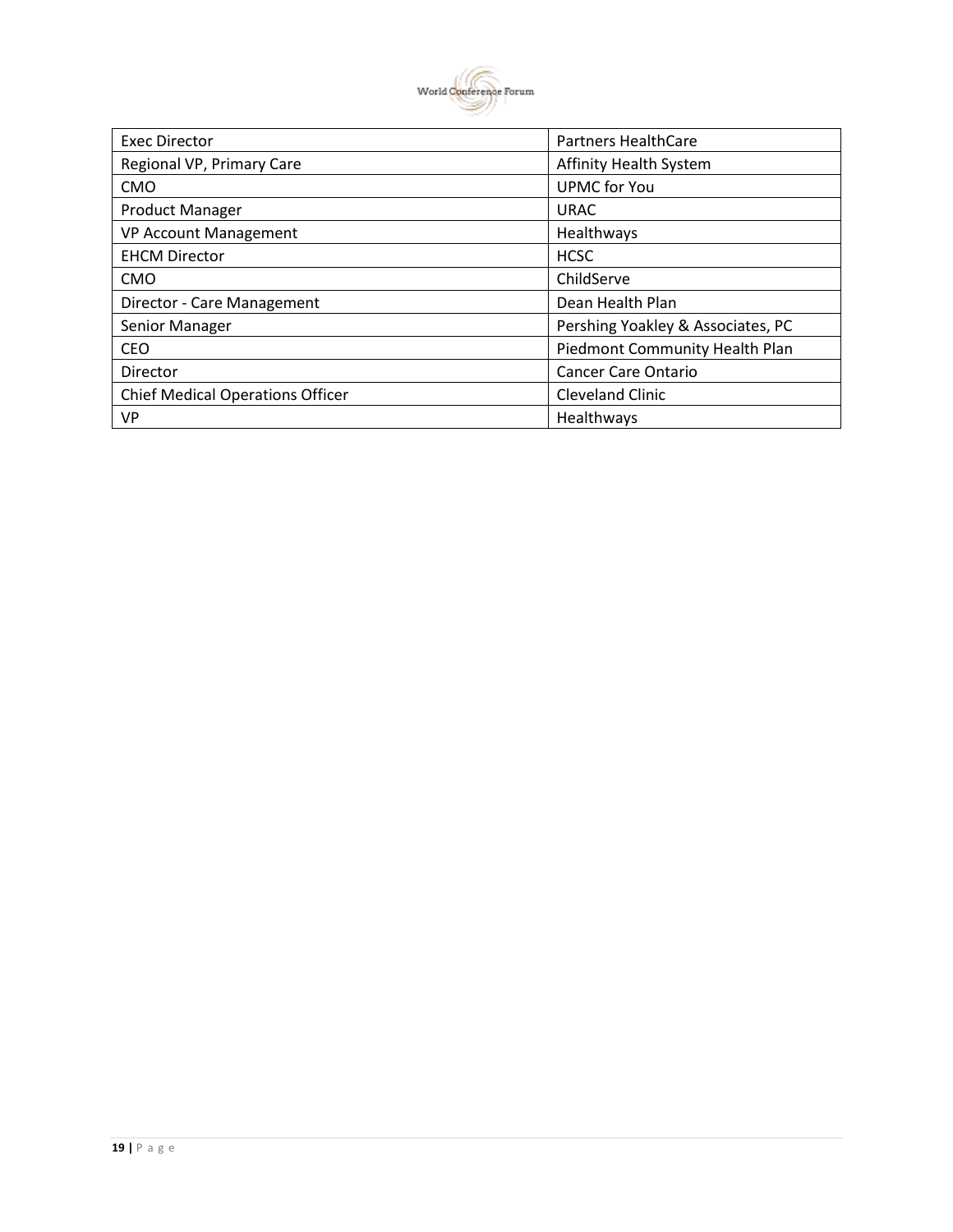| | |
|---|---|
| Exec Director | Partners HealthCare |
| Regional VP, Primary Care | Affinity Health System |
| CMO | UPMC for You |
| Product Manager | URAC |
| VP Account Management | Healthways |
| EHCM Director | HCSC |
| CMO | ChildServe |
| Director - Care Management | Dean Health Plan |
| Senior Manager | Pershing Yoakley & Associates, PC |
| CEO | Piedmont Community Health Plan |
| Director | Cancer Care Ontario |
| Chief Medical Operations Officer | Cleveland Clinic |
| VP | Healthways |